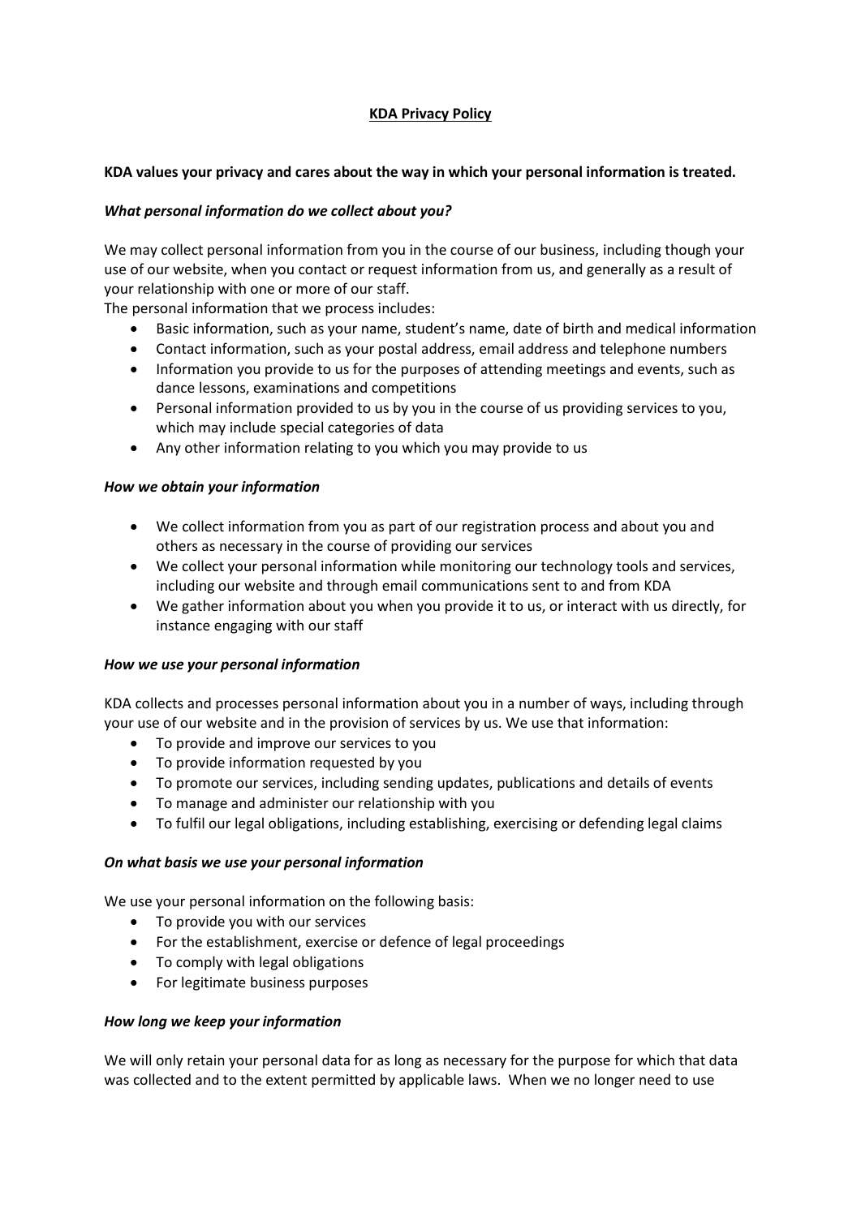# KDA Privacy Policy

**KDA values your privacy and cares about the way in which your personal information is treated.**

### *What personal information do we collect about you?*

We may collect personal information from you in the course of our business, including though your use of our website, when you contact or request information from us, and generally as a result of your relationship with one or more of our staff.

The personal information that we process includes:

- Basic information, such as your name, student's name, date of birth and medical information
- Contact information, such as your postal address, email address and telephone numbers
- Information you provide to us for the purposes of attending meetings and events, such as dance lessons, examinations and competitions
- Personal information provided to us by you in the course of us providing services to you, which may include special categories of data
- Any other information relating to you which you may provide to us

### *How we obtain your information*

- We collect information from you as part of our registration process and about you and others as necessary in the course of providing our services
- We collect your personal information while monitoring our technology tools and services, including our website and through email communications sent to and from KDA
- We gather information about you when you provide it to us, or interact with us directly, for instance engaging with our staff

### *How we use your personal information*

KDA collects and processes personal information about you in a number of ways, including through your use of our website and in the provision of services by us. We use that information:

- To provide and improve our services to you
- To provide information requested by you
- To promote our services, including sending updates, publications and details of events
- To manage and administer our relationship with you
- To fulfil our legal obligations, including establishing, exercising or defending legal claims

### *On what basis we use your personal information*

We use your personal information on the following basis:

- To provide you with our services
- For the establishment, exercise or defence of legal proceedings
- To comply with legal obligations
- For legitimate business purposes

### *How long we keep your information*

We will only retain your personal data for as long as necessary for the purpose for which that data was collected and to the extent permitted by applicable laws. When we no longer need to use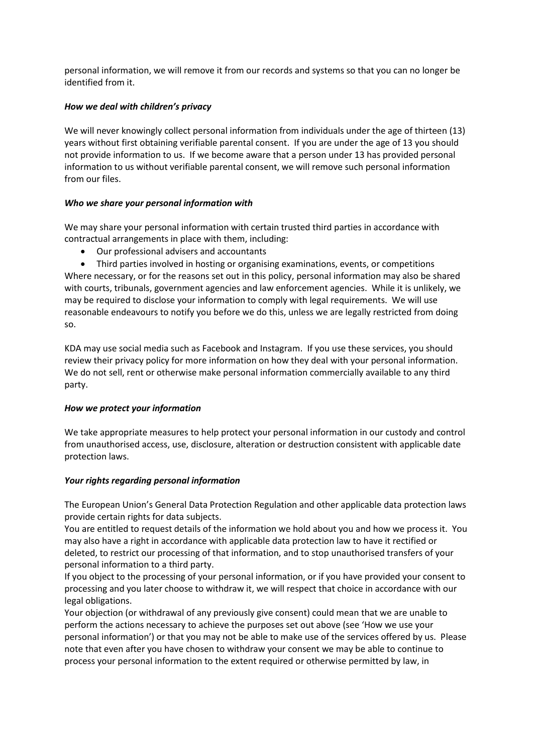personal information, we will remove it from our records and systems so that you can no longer be identified from it.

### *How we deal with children's privacy*

We will never knowingly collect personal information from individuals under the age of thirteen (13) years without first obtaining verifiable parental consent. If you are under the age of 13 you should not provide information to us. If we become aware that a person under 13 has provided personal information to us without verifiable parental consent, we will remove such personal information from our files.

### *Who we share your personal information with*

We may share your personal information with certain trusted third parties in accordance with contractual arrangements in place with them, including:

- Our professional advisers and accountants
- Third parties involved in hosting or organising examinations, events, or competitions

Where necessary, or for the reasons set out in this policy, personal information may also be shared with courts, tribunals, government agencies and law enforcement agencies. While it is unlikely, we may be required to disclose your information to comply with legal requirements. We will use reasonable endeavours to notify you before we do this, unless we are legally restricted from doing so.

KDA may use social media such as Facebook and Instagram. If you use these services, you should review their privacy policy for more information on how they deal with your personal information. We do not sell, rent or otherwise make personal information commercially available to any third party.

### *How we protect your information*

We take appropriate measures to help protect your personal information in our custody and control from unauthorised access, use, disclosure, alteration or destruction consistent with applicable date protection laws.

### *Your rights regarding personal information*

The European Union's General Data Protection Regulation and other applicable data protection laws provide certain rights for data subjects.

You are entitled to request details of the information we hold about you and how we process it. You may also have a right in accordance with applicable data protection law to have it rectified or deleted, to restrict our processing of that information, and to stop unauthorised transfers of your personal information to a third party.

If you object to the processing of your personal information, or if you have provided your consent to processing and you later choose to withdraw it, we will respect that choice in accordance with our legal obligations.

Your objection (or withdrawal of any previously give consent) could mean that we are unable to perform the actions necessary to achieve the purposes set out above (see 'How we use your personal information') or that you may not be able to make use of the services offered by us. Please note that even after you have chosen to withdraw your consent we may be able to continue to process your personal information to the extent required or otherwise permitted by law, in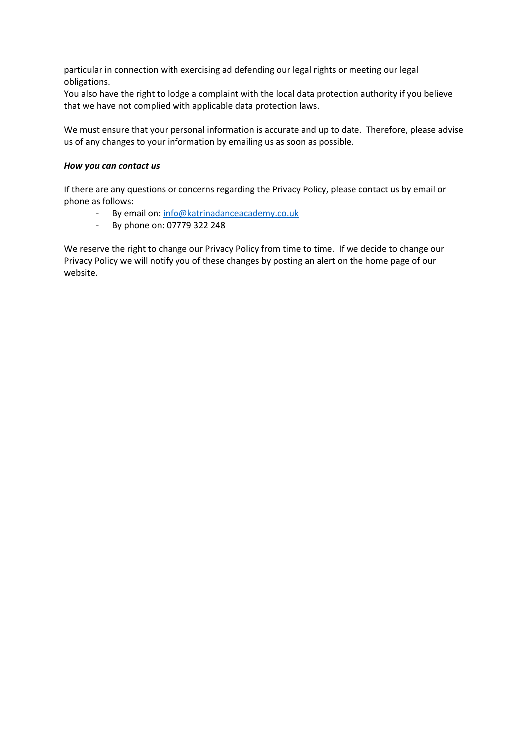particular in connection with exercising ad defending our legal rights or meeting our legal obligations.
You also have the right to lodge a complaint with the local data protection authority if you believe that we have not complied with applicable data protection laws.

We must ensure that your personal information is accurate and up to date. Therefore, please advise us of any changes to your information by emailing us as soon as possible.

***How you can contact us***

If there are any questions or concerns regarding the Privacy Policy, please contact us by email or phone as follows:

- By email on: info@katrinadanceacademy.co.uk
- By phone on: 07779 322 248

We reserve the right to change our Privacy Policy from time to time. If we decide to change our Privacy Policy we will notify you of these changes by posting an alert on the home page of our website.